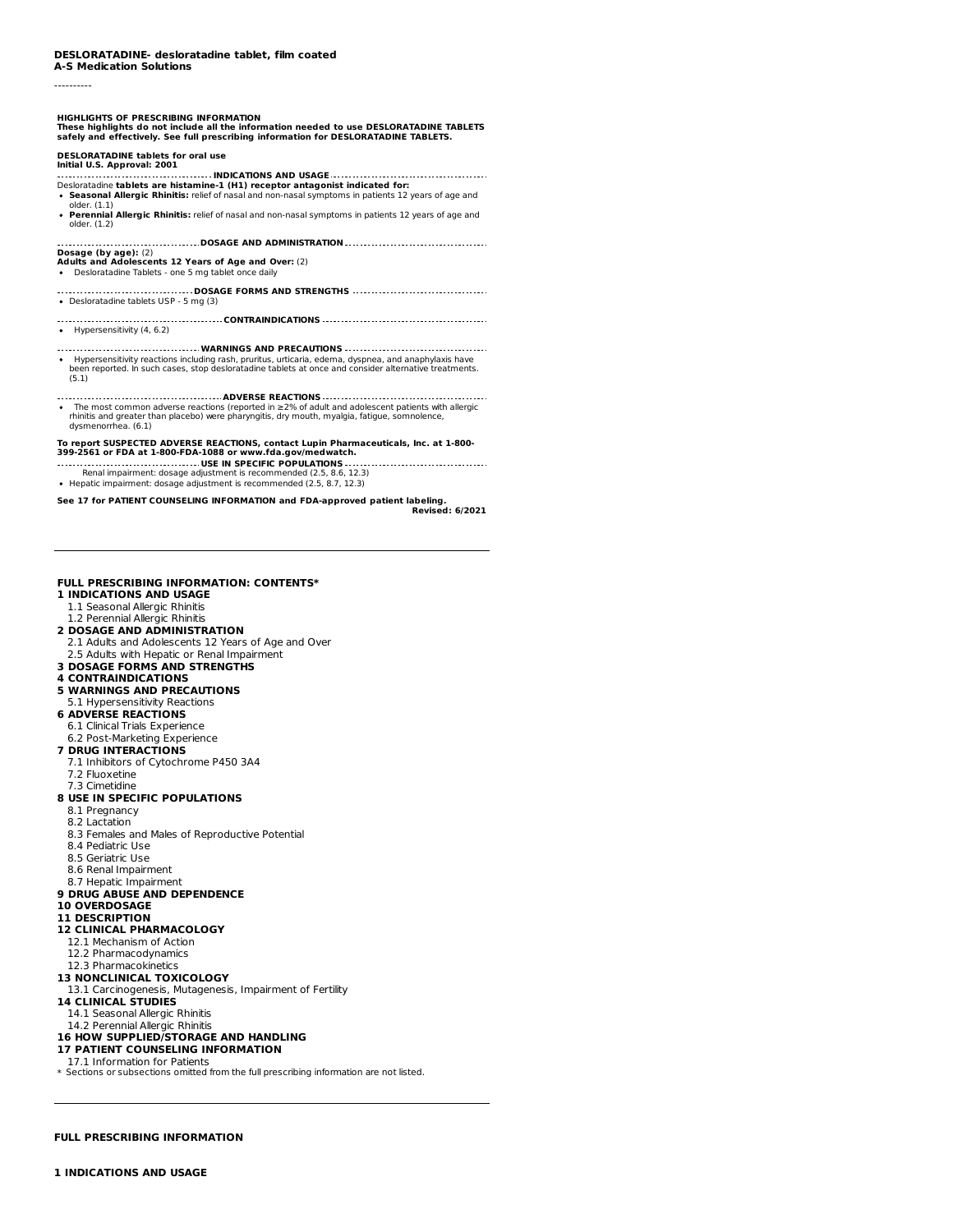**DESLORATADINE- desloratadine tablet, film coated**
**A-S Medication Solutions**

----------

**HIGHLIGHTS OF PRESCRIBING INFORMATION**
**These highlights do not include all the information needed to use DESLORATADINE TABLETS safely and effectively. See full prescribing information for DESLORATADINE TABLETS.**

**DESLORATADINE tablets for oral use**
**Initial U.S. Approval: 2001**

**INDICATIONS AND USAGE**

Desloratadine **tablets are histamine-1 (H1) receptor antagonist indicated for:**

- **Seasonal Allergic Rhinitis:** relief of nasal and non-nasal symptoms in patients 12 years of age and older. (1.1)
- **Perennial Allergic Rhinitis:** relief of nasal and non-nasal symptoms in patients 12 years of age and older. (1.2)

**DOSAGE AND ADMINISTRATION**

**Dosage (by age):** (2)
**Adults and Adolescents 12 Years of Age and Over:** (2)

- Desloratadine Tablets - one 5 mg tablet once daily

**DOSAGE FORMS AND STRENGTHS**

- Desloratadine tablets USP - 5 mg (3)

**CONTRAINDICATIONS**

- Hypersensitivity (4, 6.2)

**WARNINGS AND PRECAUTIONS**

- Hypersensitivity reactions including rash, pruritus, urticaria, edema, dyspnea, and anaphylaxis have been reported. In such cases, stop desloratadine tablets at once and consider alternative treatments. (5.1)

**ADVERSE REACTIONS**

- The most common adverse reactions (reported in ≥2% of adult and adolescent patients with allergic rhinitis and greater than placebo) were pharyngitis, dry mouth, myalgia, fatigue, somnolence, dysmenorrhea. (6.1)

**To report SUSPECTED ADVERSE REACTIONS, contact Lupin Pharmaceuticals, Inc. at 1-800-399-2561 or FDA at 1-800-FDA-1088 or www.fda.gov/medwatch.**

**USE IN SPECIFIC POPULATIONS**

Renal impairment: dosage adjustment is recommended (2.5, 8.6, 12.3)

- Hepatic impairment: dosage adjustment is recommended (2.5, 8.7, 12.3)

**See 17 for PATIENT COUNSELING INFORMATION and FDA-approved patient labeling.**

**Revised: 6/2021**

---

**FULL PRESCRIBING INFORMATION: CONTENTS***

**1 INDICATIONS AND USAGE**
- 1.1 Seasonal Allergic Rhinitis
- 1.2 Perennial Allergic Rhinitis

**2 DOSAGE AND ADMINISTRATION**
- 2.1 Adults and Adolescents 12 Years of Age and Over
- 2.5 Adults with Hepatic or Renal Impairment

**3 DOSAGE FORMS AND STRENGTHS**

**4 CONTRAINDICATIONS**

**5 WARNINGS AND PRECAUTIONS**
- 5.1 Hypersensitivity Reactions

**6 ADVERSE REACTIONS**
- 6.1 Clinical Trials Experience
- 6.2 Post-Marketing Experience

**7 DRUG INTERACTIONS**
- 7.1 Inhibitors of Cytochrome P450 3A4
- 7.2 Fluoxetine
- 7.3 Cimetidine

**8 USE IN SPECIFIC POPULATIONS**
- 8.1 Pregnancy
- 8.2 Lactation
- 8.3 Females and Males of Reproductive Potential
- 8.4 Pediatric Use
- 8.5 Geriatric Use
- 8.6 Renal Impairment
- 8.7 Hepatic Impairment

**9 DRUG ABUSE AND DEPENDENCE**

**10 OVERDOSAGE**

**11 DESCRIPTION**

**12 CLINICAL PHARMACOLOGY**
- 12.1 Mechanism of Action
- 12.2 Pharmacodynamics
- 12.3 Pharmacokinetics

**13 NONCLINICAL TOXICOLOGY**
- 13.1 Carcinogenesis, Mutagenesis, Impairment of Fertility

**14 CLINICAL STUDIES**
- 14.1 Seasonal Allergic Rhinitis
- 14.2 Perennial Allergic Rhinitis

**16 HOW SUPPLIED/STORAGE AND HANDLING**

**17 PATIENT COUNSELING INFORMATION**
- 17.1 Information for Patients

\* Sections or subsections omitted from the full prescribing information are not listed.

---

**FULL PRESCRIBING INFORMATION**

## 1 INDICATIONS AND USAGE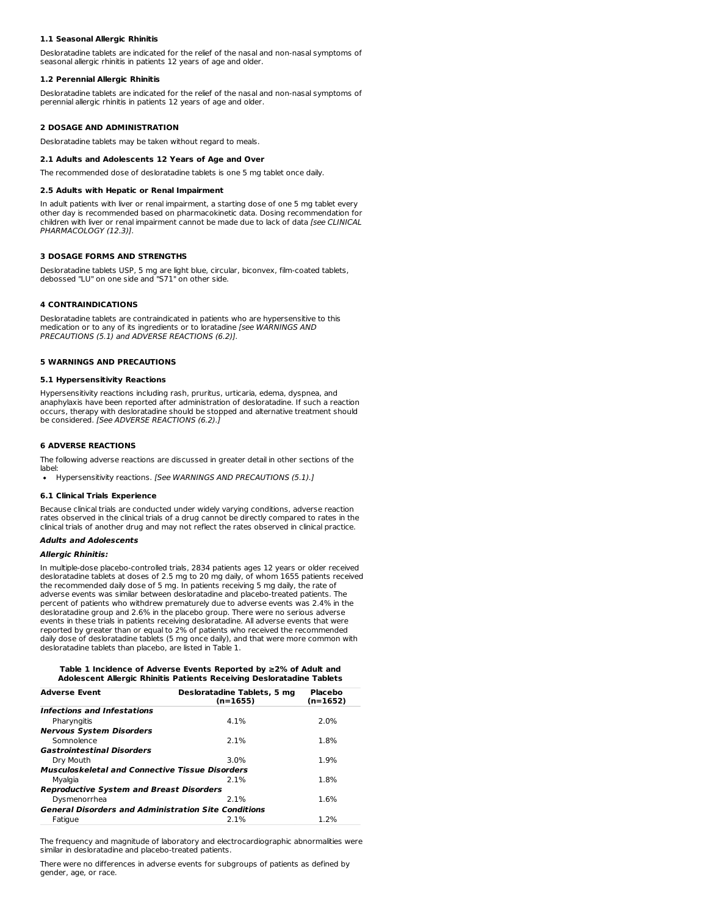### 1.1 Seasonal Allergic Rhinitis

Desloratadine tablets are indicated for the relief of the nasal and non-nasal symptoms of seasonal allergic rhinitis in patients 12 years of age and older.

### 1.2 Perennial Allergic Rhinitis

Desloratadine tablets are indicated for the relief of the nasal and non-nasal symptoms of perennial allergic rhinitis in patients 12 years of age and older.

## 2 DOSAGE AND ADMINISTRATION

Desloratadine tablets may be taken without regard to meals.

### 2.1 Adults and Adolescents 12 Years of Age and Over

The recommended dose of desloratadine tablets is one 5 mg tablet once daily.

### 2.5 Adults with Hepatic or Renal Impairment

In adult patients with liver or renal impairment, a starting dose of one 5 mg tablet every other day is recommended based on pharmacokinetic data. Dosing recommendation for children with liver or renal impairment cannot be made due to lack of data *[see CLINICAL PHARMACOLOGY (12.3)]*.

## 3 DOSAGE FORMS AND STRENGTHS

Desloratadine tablets USP, 5 mg are light blue, circular, biconvex, film-coated tablets, debossed "LU" on one side and "S71" on other side.

## 4 CONTRAINDICATIONS

Desloratadine tablets are contraindicated in patients who are hypersensitive to this medication or to any of its ingredients or to loratadine *[see WARNINGS AND PRECAUTIONS (5.1) and ADVERSE REACTIONS (6.2)]*.

## 5 WARNINGS AND PRECAUTIONS

### 5.1 Hypersensitivity Reactions

Hypersensitivity reactions including rash, pruritus, urticaria, edema, dyspnea, and anaphylaxis have been reported after administration of desloratadine. If such a reaction occurs, therapy with desloratadine should be stopped and alternative treatment should be considered. *[See ADVERSE REACTIONS (6.2).]*

## 6 ADVERSE REACTIONS

The following adverse reactions are discussed in greater detail in other sections of the label:

- Hypersensitivity reactions. *[See WARNINGS AND PRECAUTIONS (5.1).]*

### 6.1 Clinical Trials Experience

Because clinical trials are conducted under widely varying conditions, adverse reaction rates observed in the clinical trials of a drug cannot be directly compared to rates in the clinical trials of another drug and may not reflect the rates observed in clinical practice.

***Adults and Adolescents***

***Allergic Rhinitis:***

In multiple-dose placebo-controlled trials, 2834 patients ages 12 years or older received desloratadine tablets at doses of 2.5 mg to 20 mg daily, of whom 1655 patients received the recommended daily dose of 5 mg. In patients receiving 5 mg daily, the rate of adverse events was similar between desloratadine and placebo-treated patients. The percent of patients who withdrew prematurely due to adverse events was 2.4% in the desloratadine group and 2.6% in the placebo group. There were no serious adverse events in these trials in patients receiving desloratadine. All adverse events that were reported by greater than or equal to 2% of patients who received the recommended daily dose of desloratadine tablets (5 mg once daily), and that were more common with desloratadine tablets than placebo, are listed in Table 1.

**Table 1 Incidence of Adverse Events Reported by ≥2% of Adult and Adolescent Allergic Rhinitis Patients Receiving Desloratadine Tablets**

| Adverse Event | Desloratadine Tablets, 5 mg (n=1655) | Placebo (n=1652) |
|---|---|---|
| ***Infections and Infestations*** | | |
| Pharyngitis | 4.1% | 2.0% |
| ***Nervous System Disorders*** | | |
| Somnolence | 2.1% | 1.8% |
| ***Gastrointestinal Disorders*** | | |
| Dry Mouth | 3.0% | 1.9% |
| ***Musculoskeletal and Connective Tissue Disorders*** | | |
| Myalgia | 2.1% | 1.8% |
| ***Reproductive System and Breast Disorders*** | | |
| Dysmenorrhea | 2.1% | 1.6% |
| ***General Disorders and Administration Site Conditions*** | | |
| Fatigue | 2.1% | 1.2% |

The frequency and magnitude of laboratory and electrocardiographic abnormalities were similar in desloratadine and placebo-treated patients.

There were no differences in adverse events for subgroups of patients as defined by gender, age, or race.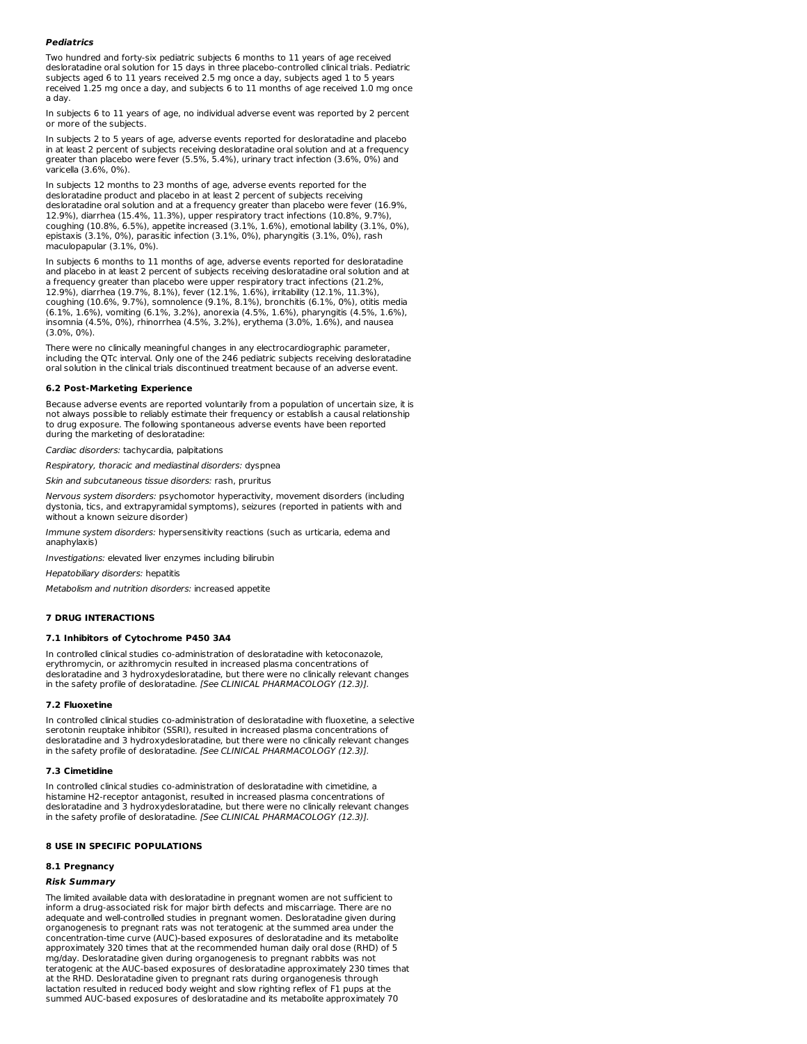***Pediatrics***

Two hundred and forty-six pediatric subjects 6 months to 11 years of age received desloratadine oral solution for 15 days in three placebo-controlled clinical trials. Pediatric subjects aged 6 to 11 years received 2.5 mg once a day, subjects aged 1 to 5 years received 1.25 mg once a day, and subjects 6 to 11 months of age received 1.0 mg once a day.

In subjects 6 to 11 years of age, no individual adverse event was reported by 2 percent or more of the subjects.

In subjects 2 to 5 years of age, adverse events reported for desloratadine and placebo in at least 2 percent of subjects receiving desloratadine oral solution and at a frequency greater than placebo were fever (5.5%, 5.4%), urinary tract infection (3.6%, 0%) and varicella (3.6%, 0%).

In subjects 12 months to 23 months of age, adverse events reported for the desloratadine product and placebo in at least 2 percent of subjects receiving desloratadine oral solution and at a frequency greater than placebo were fever (16.9%, 12.9%), diarrhea (15.4%, 11.3%), upper respiratory tract infections (10.8%, 9.7%), coughing (10.8%, 6.5%), appetite increased (3.1%, 1.6%), emotional lability (3.1%, 0%), epistaxis (3.1%, 0%), parasitic infection (3.1%, 0%), pharyngitis (3.1%, 0%), rash maculopapular (3.1%, 0%).

In subjects 6 months to 11 months of age, adverse events reported for desloratadine and placebo in at least 2 percent of subjects receiving desloratadine oral solution and at a frequency greater than placebo were upper respiratory tract infections (21.2%, 12.9%), diarrhea (19.7%, 8.1%), fever (12.1%, 1.6%), irritability (12.1%, 11.3%), coughing (10.6%, 9.7%), somnolence (9.1%, 8.1%), bronchitis (6.1%, 0%), otitis media (6.1%, 1.6%), vomiting (6.1%, 3.2%), anorexia (4.5%, 1.6%), pharyngitis (4.5%, 1.6%), insomnia (4.5%, 0%), rhinorrhea (4.5%, 3.2%), erythema (3.0%, 1.6%), and nausea (3.0%, 0%).

There were no clinically meaningful changes in any electrocardiographic parameter, including the QTc interval. Only one of the 246 pediatric subjects receiving desloratadine oral solution in the clinical trials discontinued treatment because of an adverse event.

### 6.2 Post-Marketing Experience

Because adverse events are reported voluntarily from a population of uncertain size, it is not always possible to reliably estimate their frequency or establish a causal relationship to drug exposure. The following spontaneous adverse events have been reported during the marketing of desloratadine:

*Cardiac disorders:* tachycardia, palpitations

*Respiratory, thoracic and mediastinal disorders:* dyspnea

*Skin and subcutaneous tissue disorders:* rash, pruritus

*Nervous system disorders:* psychomotor hyperactivity, movement disorders (including dystonia, tics, and extrapyramidal symptoms), seizures (reported in patients with and without a known seizure disorder)

*Immune system disorders:* hypersensitivity reactions (such as urticaria, edema and anaphylaxis)

*Investigations:* elevated liver enzymes including bilirubin

*Hepatobiliary disorders:* hepatitis

*Metabolism and nutrition disorders:* increased appetite

## 7 DRUG INTERACTIONS

### 7.1 Inhibitors of Cytochrome P450 3A4

In controlled clinical studies co-administration of desloratadine with ketoconazole, erythromycin, or azithromycin resulted in increased plasma concentrations of desloratadine and 3 hydroxydesloratadine, but there were no clinically relevant changes in the safety profile of desloratadine. *[See CLINICAL PHARMACOLOGY (12.3)]*.

### 7.2 Fluoxetine

In controlled clinical studies co-administration of desloratadine with fluoxetine, a selective serotonin reuptake inhibitor (SSRI), resulted in increased plasma concentrations of desloratadine and 3 hydroxydesloratadine, but there were no clinically relevant changes in the safety profile of desloratadine. *[See CLINICAL PHARMACOLOGY (12.3)]*.

### 7.3 Cimetidine

In controlled clinical studies co-administration of desloratadine with cimetidine, a histamine H2-receptor antagonist, resulted in increased plasma concentrations of desloratadine and 3 hydroxydesloratadine, but there were no clinically relevant changes in the safety profile of desloratadine. *[See CLINICAL PHARMACOLOGY (12.3)]*.

## 8 USE IN SPECIFIC POPULATIONS

### 8.1 Pregnancy

***Risk Summary***

The limited available data with desloratadine in pregnant women are not sufficient to inform a drug-associated risk for major birth defects and miscarriage. There are no adequate and well-controlled studies in pregnant women. Desloratadine given during organogenesis to pregnant rats was not teratogenic at the summed area under the concentration-time curve (AUC)-based exposures of desloratadine and its metabolite approximately 320 times that at the recommended human daily oral dose (RHD) of 5 mg/day. Desloratadine given during organogenesis to pregnant rabbits was not teratogenic at the AUC-based exposures of desloratadine approximately 230 times that at the RHD. Desloratadine given to pregnant rats during organogenesis through lactation resulted in reduced body weight and slow righting reflex of F1 pups at the summed AUC-based exposures of desloratadine and its metabolite approximately 70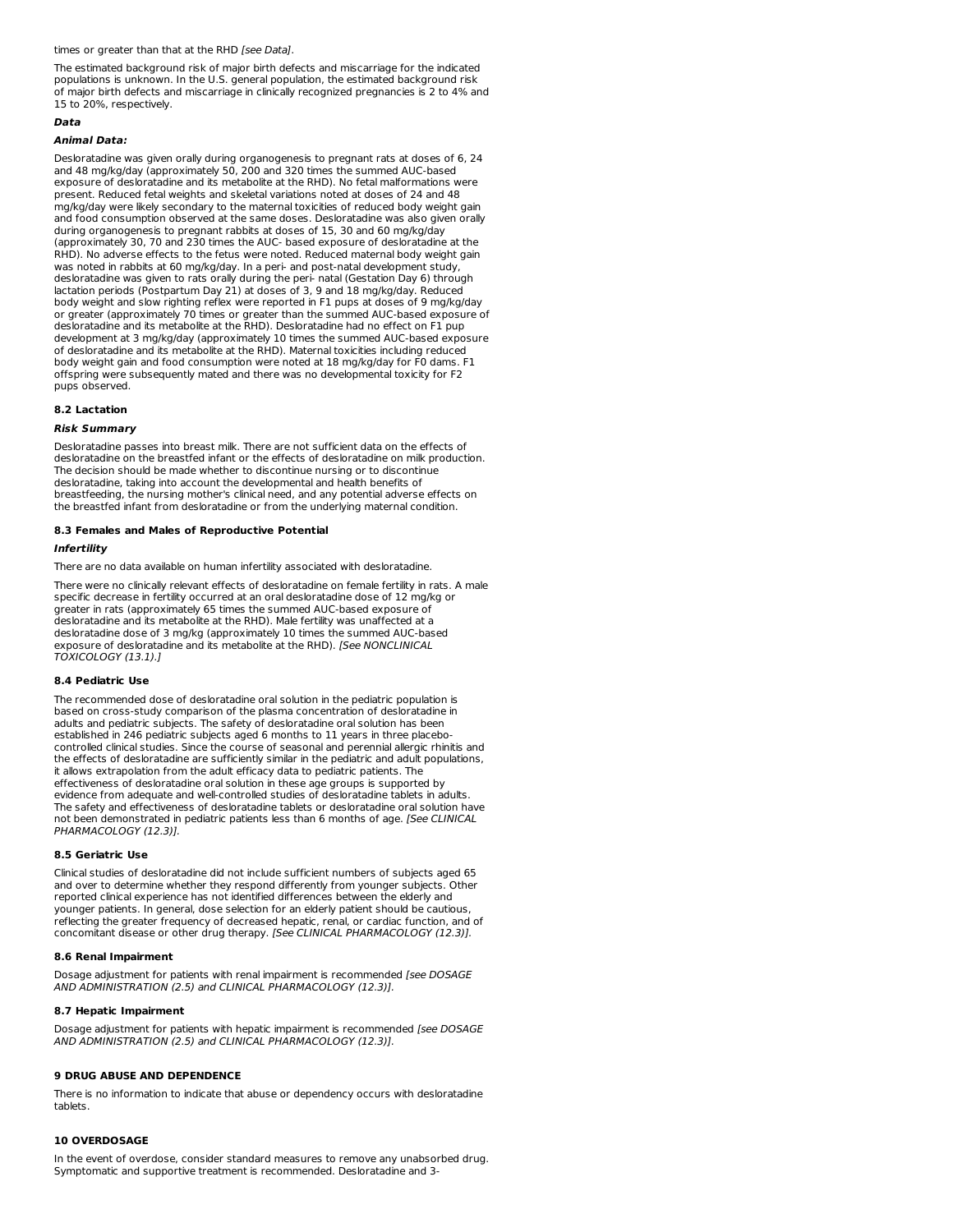times or greater than that at the RHD *[see Data]*.

The estimated background risk of major birth defects and miscarriage for the indicated populations is unknown. In the U.S. general population, the estimated background risk of major birth defects and miscarriage in clinically recognized pregnancies is 2 to 4% and 15 to 20%, respectively.

***Data***

***Animal Data:***

Desloratadine was given orally during organogenesis to pregnant rats at doses of 6, 24 and 48 mg/kg/day (approximately 50, 200 and 320 times the summed AUC-based exposure of desloratadine and its metabolite at the RHD). No fetal malformations were present. Reduced fetal weights and skeletal variations noted at doses of 24 and 48 mg/kg/day were likely secondary to the maternal toxicities of reduced body weight gain and food consumption observed at the same doses. Desloratadine was also given orally during organogenesis to pregnant rabbits at doses of 15, 30 and 60 mg/kg/day (approximately 30, 70 and 230 times the AUC- based exposure of desloratadine at the RHD). No adverse effects to the fetus were noted. Reduced maternal body weight gain was noted in rabbits at 60 mg/kg/day. In a peri- and post-natal development study, desloratadine was given to rats orally during the peri- natal (Gestation Day 6) through lactation periods (Postpartum Day 21) at doses of 3, 9 and 18 mg/kg/day. Reduced body weight and slow righting reflex were reported in F1 pups at doses of 9 mg/kg/day or greater (approximately 70 times or greater than the summed AUC-based exposure of desloratadine and its metabolite at the RHD). Desloratadine had no effect on F1 pup development at 3 mg/kg/day (approximately 10 times the summed AUC-based exposure of desloratadine and its metabolite at the RHD). Maternal toxicities including reduced body weight gain and food consumption were noted at 18 mg/kg/day for F0 dams. F1 offspring were subsequently mated and there was no developmental toxicity for F2 pups observed.

**8.2 Lactation**

***Risk Summary***

Desloratadine passes into breast milk. There are not sufficient data on the effects of desloratadine on the breastfed infant or the effects of desloratadine on milk production. The decision should be made whether to discontinue nursing or to discontinue desloratadine, taking into account the developmental and health benefits of breastfeeding, the nursing mother's clinical need, and any potential adverse effects on the breastfed infant from desloratadine or from the underlying maternal condition.

**8.3 Females and Males of Reproductive Potential**

***Infertility***

There are no data available on human infertility associated with desloratadine.

There were no clinically relevant effects of desloratadine on female fertility in rats. A male specific decrease in fertility occurred at an oral desloratadine dose of 12 mg/kg or greater in rats (approximately 65 times the summed AUC-based exposure of desloratadine and its metabolite at the RHD). Male fertility was unaffected at a desloratadine dose of 3 mg/kg (approximately 10 times the summed AUC-based exposure of desloratadine and its metabolite at the RHD). *[See NONCLINICAL TOXICOLOGY (13.1).]*

**8.4 Pediatric Use**

The recommended dose of desloratadine oral solution in the pediatric population is based on cross-study comparison of the plasma concentration of desloratadine in adults and pediatric subjects. The safety of desloratadine oral solution has been established in 246 pediatric subjects aged 6 months to 11 years in three placebo-controlled clinical studies. Since the course of seasonal and perennial allergic rhinitis and the effects of desloratadine are sufficiently similar in the pediatric and adult populations, it allows extrapolation from the adult efficacy data to pediatric patients. The effectiveness of desloratadine oral solution in these age groups is supported by evidence from adequate and well-controlled studies of desloratadine tablets in adults. The safety and effectiveness of desloratadine tablets or desloratadine oral solution have not been demonstrated in pediatric patients less than 6 months of age. *[See CLINICAL PHARMACOLOGY (12.3)].*

**8.5 Geriatric Use**

Clinical studies of desloratadine did not include sufficient numbers of subjects aged 65 and over to determine whether they respond differently from younger subjects. Other reported clinical experience has not identified differences between the elderly and younger patients. In general, dose selection for an elderly patient should be cautious, reflecting the greater frequency of decreased hepatic, renal, or cardiac function, and of concomitant disease or other drug therapy. *[See CLINICAL PHARMACOLOGY (12.3)].*

**8.6 Renal Impairment**

Dosage adjustment for patients with renal impairment is recommended *[see DOSAGE AND ADMINISTRATION (2.5) and CLINICAL PHARMACOLOGY (12.3)].*

**8.7 Hepatic Impairment**

Dosage adjustment for patients with hepatic impairment is recommended *[see DOSAGE AND ADMINISTRATION (2.5) and CLINICAL PHARMACOLOGY (12.3)].*

## 9 DRUG ABUSE AND DEPENDENCE

There is no information to indicate that abuse or dependency occurs with desloratadine tablets.

## 10 OVERDOSAGE

In the event of overdose, consider standard measures to remove any unabsorbed drug. Symptomatic and supportive treatment is recommended. Desloratadine and 3-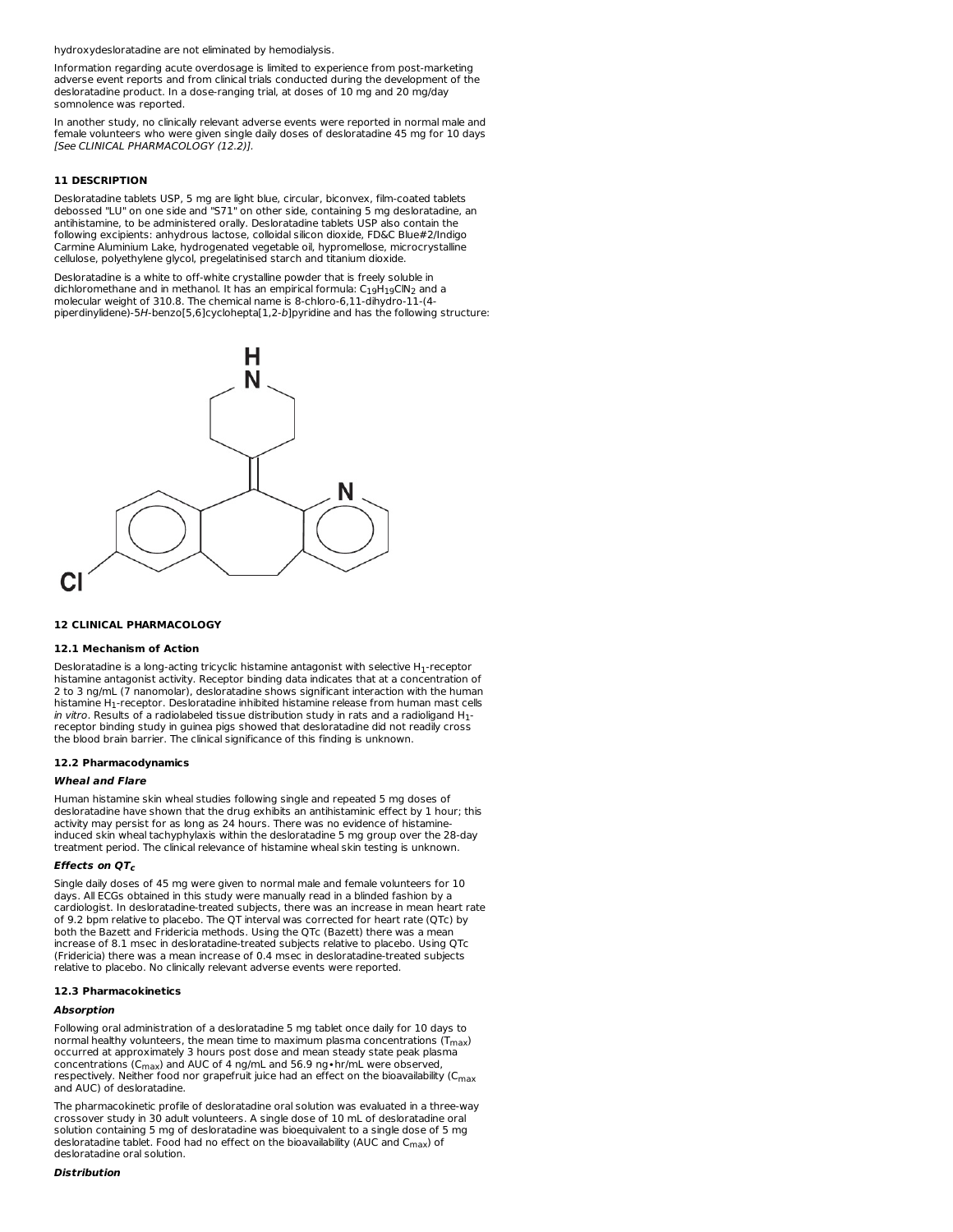hydroxydesloratadine are not eliminated by hemodialysis.

Information regarding acute overdosage is limited to experience from post-marketing adverse event reports and from clinical trials conducted during the development of the desloratadine product. In a dose-ranging trial, at doses of 10 mg and 20 mg/day somnolence was reported.

In another study, no clinically relevant adverse events were reported in normal male and female volunteers who were given single daily doses of desloratadine 45 mg for 10 days *[See CLINICAL PHARMACOLOGY (12.2)]*.

## 11 DESCRIPTION

Desloratadine tablets USP, 5 mg are light blue, circular, biconvex, film-coated tablets debossed "LU" on one side and "S71" on other side, containing 5 mg desloratadine, an antihistamine, to be administered orally. Desloratadine tablets USP also contain the following excipients: anhydrous lactose, colloidal silicon dioxide, FD&C Blue#2/Indigo Carmine Aluminium Lake, hydrogenated vegetable oil, hypromellose, microcrystalline cellulose, polyethylene glycol, pregelatinised starch and titanium dioxide.

Desloratadine is a white to off-white crystalline powder that is freely soluble in dichloromethane and in methanol. It has an empirical formula: $C_{19}H_{19}ClN_2$ and a molecular weight of 310.8. The chemical name is 8-chloro-6,11-dihydro-11-(4-piperdinylidene)-5*H*-benzo[5,6]cyclohepta[1,2-*b*]pyridine and has the following structure:

## 12 CLINICAL PHARMACOLOGY

### 12.1 Mechanism of Action

Desloratadine is a long-acting tricyclic histamine antagonist with selective $H_1$-receptor histamine antagonist activity. Receptor binding data indicates that at a concentration of 2 to 3 ng/mL (7 nanomolar), desloratadine shows significant interaction with the human histamine $H_1$-receptor. Desloratadine inhibited histamine release from human mast cells *in vitro*. Results of a radiolabeled tissue distribution study in rats and a radioligand $H_1$-receptor binding study in guinea pigs showed that desloratadine did not readily cross the blood brain barrier. The clinical significance of this finding is unknown.

### 12.2 Pharmacodynamics

#### *Wheal and Flare*

Human histamine skin wheal studies following single and repeated 5 mg doses of desloratadine have shown that the drug exhibits an antihistaminic effect by 1 hour; this activity may persist for as long as 24 hours. There was no evidence of histamine-induced skin wheal tachyphylaxis within the desloratadine 5 mg group over the 28-day treatment period. The clinical relevance of histamine wheal skin testing is unknown.

#### *Effects on $QT_c$*

Single daily doses of 45 mg were given to normal male and female volunteers for 10 days. All ECGs obtained in this study were manually read in a blinded fashion by a cardiologist. In desloratadine-treated subjects, there was an increase in mean heart rate of 9.2 bpm relative to placebo. The QT interval was corrected for heart rate (QTc) by both the Bazett and Fridericia methods. Using the QTc (Bazett) there was a mean increase of 8.1 msec in desloratadine-treated subjects relative to placebo. Using QTc (Fridericia) there was a mean increase of 0.4 msec in desloratadine-treated subjects relative to placebo. No clinically relevant adverse events were reported.

### 12.3 Pharmacokinetics

#### *Absorption*

Following oral administration of a desloratadine 5 mg tablet once daily for 10 days to normal healthy volunteers, the mean time to maximum plasma concentrations ($T_{max}$) occurred at approximately 3 hours post dose and mean steady state peak plasma concentrations ($C_{max}$) and AUC of 4 ng/mL and 56.9 ng•hr/mL were observed, respectively. Neither food nor grapefruit juice had an effect on the bioavailability ($C_{max}$ and AUC) of desloratadine.

The pharmacokinetic profile of desloratadine oral solution was evaluated in a three-way crossover study in 30 adult volunteers. A single dose of 10 mL of desloratadine oral solution containing 5 mg of desloratadine was bioequivalent to a single dose of 5 mg desloratadine tablet. Food had no effect on the bioavailability (AUC and $C_{max}$) of desloratadine oral solution.

#### *Distribution*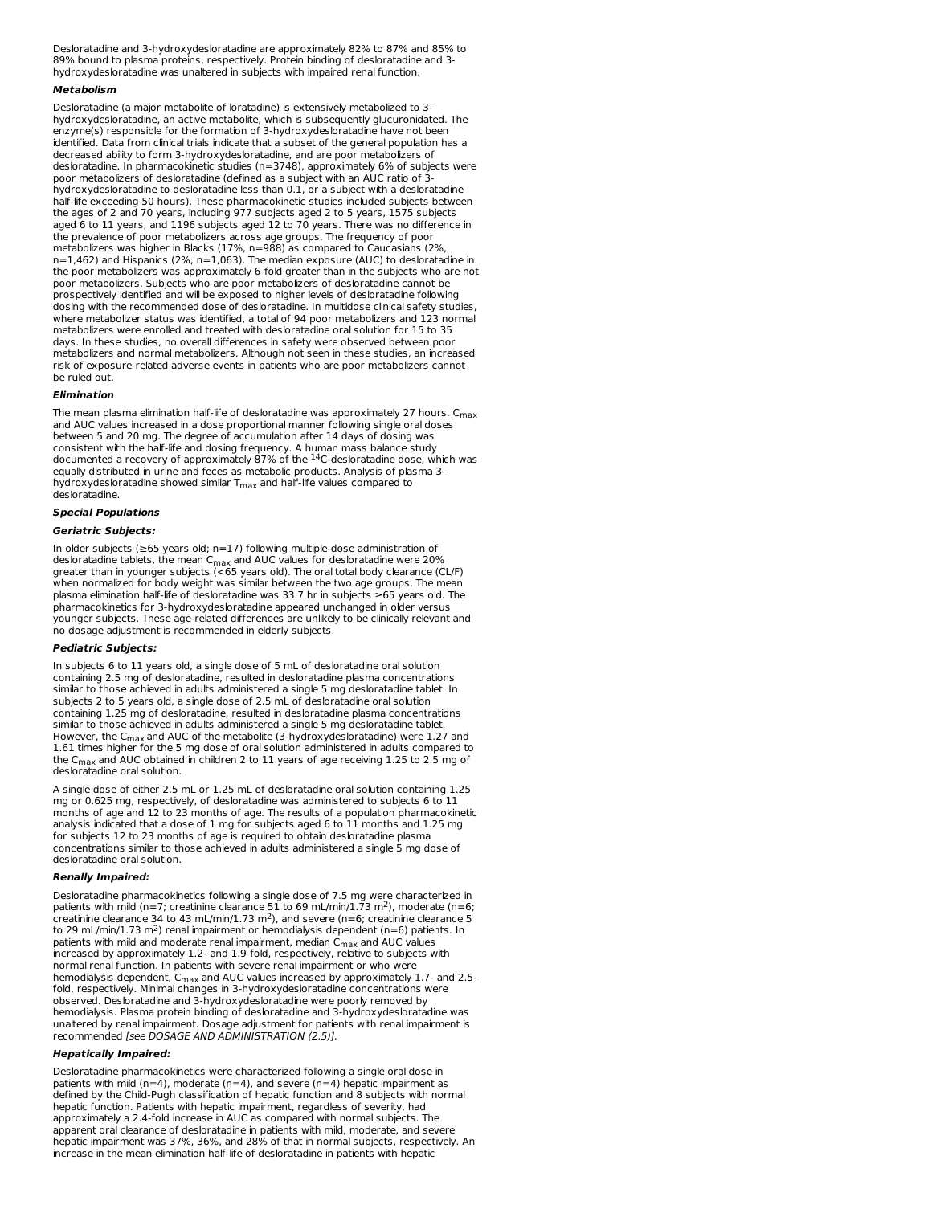Desloratadine and 3-hydroxydesloratadine are approximately 82% to 87% and 85% to 89% bound to plasma proteins, respectively. Protein binding of desloratadine and 3-hydroxydesloratadine was unaltered in subjects with impaired renal function.

***Metabolism***

Desloratadine (a major metabolite of loratadine) is extensively metabolized to 3-hydroxydesloratadine, an active metabolite, which is subsequently glucuronidated. The enzyme(s) responsible for the formation of 3-hydroxydesloratadine have not been identified. Data from clinical trials indicate that a subset of the general population has a decreased ability to form 3-hydroxydesloratadine, and are poor metabolizers of desloratadine. In pharmacokinetic studies (n=3748), approximately 6% of subjects were poor metabolizers of desloratadine (defined as a subject with an AUC ratio of 3-hydroxydesloratadine to desloratadine less than 0.1, or a subject with a desloratadine half-life exceeding 50 hours). These pharmacokinetic studies included subjects between the ages of 2 and 70 years, including 977 subjects aged 2 to 5 years, 1575 subjects aged 6 to 11 years, and 1196 subjects aged 12 to 70 years. There was no difference in the prevalence of poor metabolizers across age groups. The frequency of poor metabolizers was higher in Blacks (17%, n=988) as compared to Caucasians (2%, n=1,462) and Hispanics (2%, n=1,063). The median exposure (AUC) to desloratadine in the poor metabolizers was approximately 6-fold greater than in the subjects who are not poor metabolizers. Subjects who are poor metabolizers of desloratadine cannot be prospectively identified and will be exposed to higher levels of desloratadine following dosing with the recommended dose of desloratadine. In multidose clinical safety studies, where metabolizer status was identified, a total of 94 poor metabolizers and 123 normal metabolizers were enrolled and treated with desloratadine oral solution for 15 to 35 days. In these studies, no overall differences in safety were observed between poor metabolizers and normal metabolizers. Although not seen in these studies, an increased risk of exposure-related adverse events in patients who are poor metabolizers cannot be ruled out.

***Elimination***

The mean plasma elimination half-life of desloratadine was approximately 27 hours. $C_{max}$ and AUC values increased in a dose proportional manner following single oral doses between 5 and 20 mg. The degree of accumulation after 14 days of dosing was consistent with the half-life and dosing frequency. A human mass balance study documented a recovery of approximately 87% of the $^{14}$C-desloratadine dose, which was equally distributed in urine and feces as metabolic products. Analysis of plasma 3-hydroxydesloratadine showed similar $T_{max}$ and half-life values compared to desloratadine.

***Special Populations***

***Geriatric Subjects:***

In older subjects (≥65 years old; n=17) following multiple-dose administration of desloratadine tablets, the mean $C_{max}$ and AUC values for desloratadine were 20% greater than in younger subjects (<65 years old). The oral total body clearance (CL/F) when normalized for body weight was similar between the two age groups. The mean plasma elimination half-life of desloratadine was 33.7 hr in subjects ≥65 years old. The pharmacokinetics for 3-hydroxydesloratadine appeared unchanged in older versus younger subjects. These age-related differences are unlikely to be clinically relevant and no dosage adjustment is recommended in elderly subjects.

***Pediatric Subjects:***

In subjects 6 to 11 years old, a single dose of 5 mL of desloratadine oral solution containing 2.5 mg of desloratadine, resulted in desloratadine plasma concentrations similar to those achieved in adults administered a single 5 mg desloratadine tablet. In subjects 2 to 5 years old, a single dose of 2.5 mL of desloratadine oral solution containing 1.25 mg of desloratadine, resulted in desloratadine plasma concentrations similar to those achieved in adults administered a single 5 mg desloratadine tablet. However, the $C_{max}$ and AUC of the metabolite (3-hydroxydesloratadine) were 1.27 and 1.61 times higher for the 5 mg dose of oral solution administered in adults compared to the $C_{max}$ and AUC obtained in children 2 to 11 years of age receiving 1.25 to 2.5 mg of desloratadine oral solution.

A single dose of either 2.5 mL or 1.25 mL of desloratadine oral solution containing 1.25 mg or 0.625 mg, respectively, of desloratadine was administered to subjects 6 to 11 months of age and 12 to 23 months of age. The results of a population pharmacokinetic analysis indicated that a dose of 1 mg for subjects aged 6 to 11 months and 1.25 mg for subjects 12 to 23 months of age is required to obtain desloratadine plasma concentrations similar to those achieved in adults administered a single 5 mg dose of desloratadine oral solution.

***Renally Impaired:***

Desloratadine pharmacokinetics following a single dose of 7.5 mg were characterized in patients with mild (n=7; creatinine clearance 51 to 69 mL/min/1.73 $m^2$), moderate (n=6; creatinine clearance 34 to 43 mL/min/1.73 $m^2$), and severe (n=6; creatinine clearance 5 to 29 mL/min/1.73 $m^2$) renal impairment or hemodialysis dependent (n=6) patients. In patients with mild and moderate renal impairment, median $C_{max}$ and AUC values increased by approximately 1.2- and 1.9-fold, respectively, relative to subjects with normal renal function. In patients with severe renal impairment or who were hemodialysis dependent, $C_{max}$ and AUC values increased by approximately 1.7- and 2.5-fold, respectively. Minimal changes in 3-hydroxydesloratadine concentrations were observed. Desloratadine and 3-hydroxydesloratadine were poorly removed by hemodialysis. Plasma protein binding of desloratadine and 3-hydroxydesloratadine was unaltered by renal impairment. Dosage adjustment for patients with renal impairment is recommended *[see DOSAGE AND ADMINISTRATION (2.5)]*.

***Hepatically Impaired:***

Desloratadine pharmacokinetics were characterized following a single oral dose in patients with mild (n=4), moderate (n=4), and severe (n=4) hepatic impairment as defined by the Child-Pugh classification of hepatic function and 8 subjects with normal hepatic function. Patients with hepatic impairment, regardless of severity, had approximately a 2.4-fold increase in AUC as compared with normal subjects. The apparent oral clearance of desloratadine in patients with mild, moderate, and severe hepatic impairment was 37%, 36%, and 28% of that in normal subjects, respectively. An increase in the mean elimination half-life of desloratadine in patients with hepatic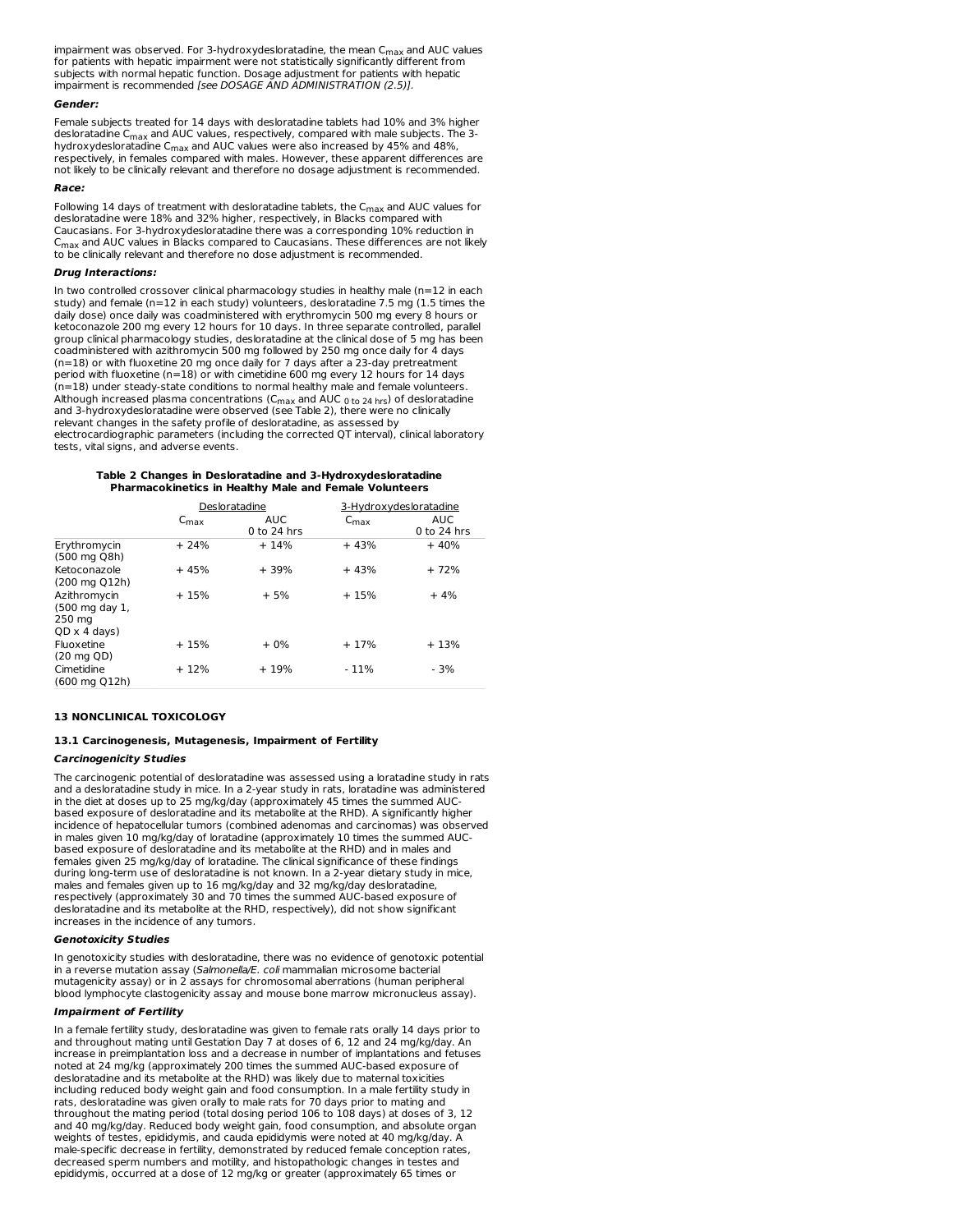impairment was observed. For 3-hydroxydesloratadine, the mean $C_{max}$ and AUC values for patients with hepatic impairment were not statistically significantly different from subjects with normal hepatic function. Dosage adjustment for patients with hepatic impairment is recommended *[see DOSAGE AND ADMINISTRATION (2.5)]*.

***Gender:***

Female subjects treated for 14 days with desloratadine tablets had 10% and 3% higher desloratadine $C_{max}$ and AUC values, respectively, compared with male subjects. The 3-hydroxydesloratadine $C_{max}$ and AUC values were also increased by 45% and 48%, respectively, in females compared with males. However, these apparent differences are not likely to be clinically relevant and therefore no dosage adjustment is recommended.

***Race:***

Following 14 days of treatment with desloratadine tablets, the $C_{max}$ and AUC values for desloratadine were 18% and 32% higher, respectively, in Blacks compared with Caucasians. For 3-hydroxydesloratadine there was a corresponding 10% reduction in $C_{max}$ and AUC values in Blacks compared to Caucasians. These differences are not likely to be clinically relevant and therefore no dose adjustment is recommended.

***Drug Interactions:***

In two controlled crossover clinical pharmacology studies in healthy male (n=12 in each study) and female (n=12 in each study) volunteers, desloratadine 7.5 mg (1.5 times the daily dose) once daily was coadministered with erythromycin 500 mg every 8 hours or ketoconazole 200 mg every 12 hours for 10 days. In three separate controlled, parallel group clinical pharmacology studies, desloratadine at the clinical dose of 5 mg has been coadministered with azithromycin 500 mg followed by 250 mg once daily for 4 days (n=18) or with fluoxetine 20 mg once daily for 7 days after a 23-day pretreatment period with fluoxetine (n=18) or with cimetidine 600 mg every 12 hours for 14 days (n=18) under steady-state conditions to normal healthy male and female volunteers. Although increased plasma concentrations ($C_{max}$ and AUC $_{0\ to\ 24\ hrs}$) of desloratadine and 3-hydroxydesloratadine were observed (see Table 2), there were no clinically relevant changes in the safety profile of desloratadine, as assessed by electrocardiographic parameters (including the corrected QT interval), clinical laboratory tests, vital signs, and adverse events.

**Table 2 Changes in Desloratadine and 3-Hydroxydesloratadine Pharmacokinetics in Healthy Male and Female Volunteers**

| | Desloratadine | | 3-Hydroxydesloratadine | |
|---|---|---|---|---|
| | $C_{max}$ | AUC 0 to 24 hrs | $C_{max}$ | AUC 0 to 24 hrs |
| Erythromycin (500 mg Q8h) | + 24% | + 14% | + 43% | + 40% |
| Ketoconazole (200 mg Q12h) | + 45% | + 39% | + 43% | + 72% |
| Azithromycin (500 mg day 1, 250 mg QD x 4 days) | + 15% | + 5% | + 15% | + 4% |
| Fluoxetine (20 mg QD) | + 15% | + 0% | + 17% | + 13% |
| Cimetidine (600 mg Q12h) | + 12% | + 19% | - 11% | - 3% |

## 13 NONCLINICAL TOXICOLOGY

### 13.1 Carcinogenesis, Mutagenesis, Impairment of Fertility

***Carcinogenicity Studies***

The carcinogenic potential of desloratadine was assessed using a loratadine study in rats and a desloratadine study in mice. In a 2-year study in rats, loratadine was administered in the diet at doses up to 25 mg/kg/day (approximately 45 times the summed AUC-based exposure of desloratadine and its metabolite at the RHD). A significantly higher incidence of hepatocellular tumors (combined adenomas and carcinomas) was observed in males given 10 mg/kg/day of loratadine (approximately 10 times the summed AUC-based exposure of desloratadine and its metabolite at the RHD) and in males and females given 25 mg/kg/day of loratadine. The clinical significance of these findings during long-term use of desloratadine is not known. In a 2-year dietary study in mice, males and females given up to 16 mg/kg/day and 32 mg/kg/day desloratadine, respectively (approximately 30 and 70 times the summed AUC-based exposure of desloratadine and its metabolite at the RHD, respectively), did not show significant increases in the incidence of any tumors.

***Genotoxicity Studies***

In genotoxicity studies with desloratadine, there was no evidence of genotoxic potential in a reverse mutation assay (*Salmonella/E. coli* mammalian microsome bacterial mutagenicity assay) or in 2 assays for chromosomal aberrations (human peripheral blood lymphocyte clastogenicity assay and mouse bone marrow micronucleus assay).

***Impairment of Fertility***

In a female fertility study, desloratadine was given to female rats orally 14 days prior to and throughout mating until Gestation Day 7 at doses of 6, 12 and 24 mg/kg/day. An increase in preimplantation loss and a decrease in number of implantations and fetuses noted at 24 mg/kg (approximately 200 times the summed AUC-based exposure of desloratadine and its metabolite at the RHD) was likely due to maternal toxicities including reduced body weight gain and food consumption. In a male fertility study in rats, desloratadine was given orally to male rats for 70 days prior to mating and throughout the mating period (total dosing period 106 to 108 days) at doses of 3, 12 and 40 mg/kg/day. Reduced body weight gain, food consumption, and absolute organ weights of testes, epididymis, and cauda epididymis were noted at 40 mg/kg/day. A male-specific decrease in fertility, demonstrated by reduced female conception rates, decreased sperm numbers and motility, and histopathologic changes in testes and epididymis, occurred at a dose of 12 mg/kg or greater (approximately 65 times or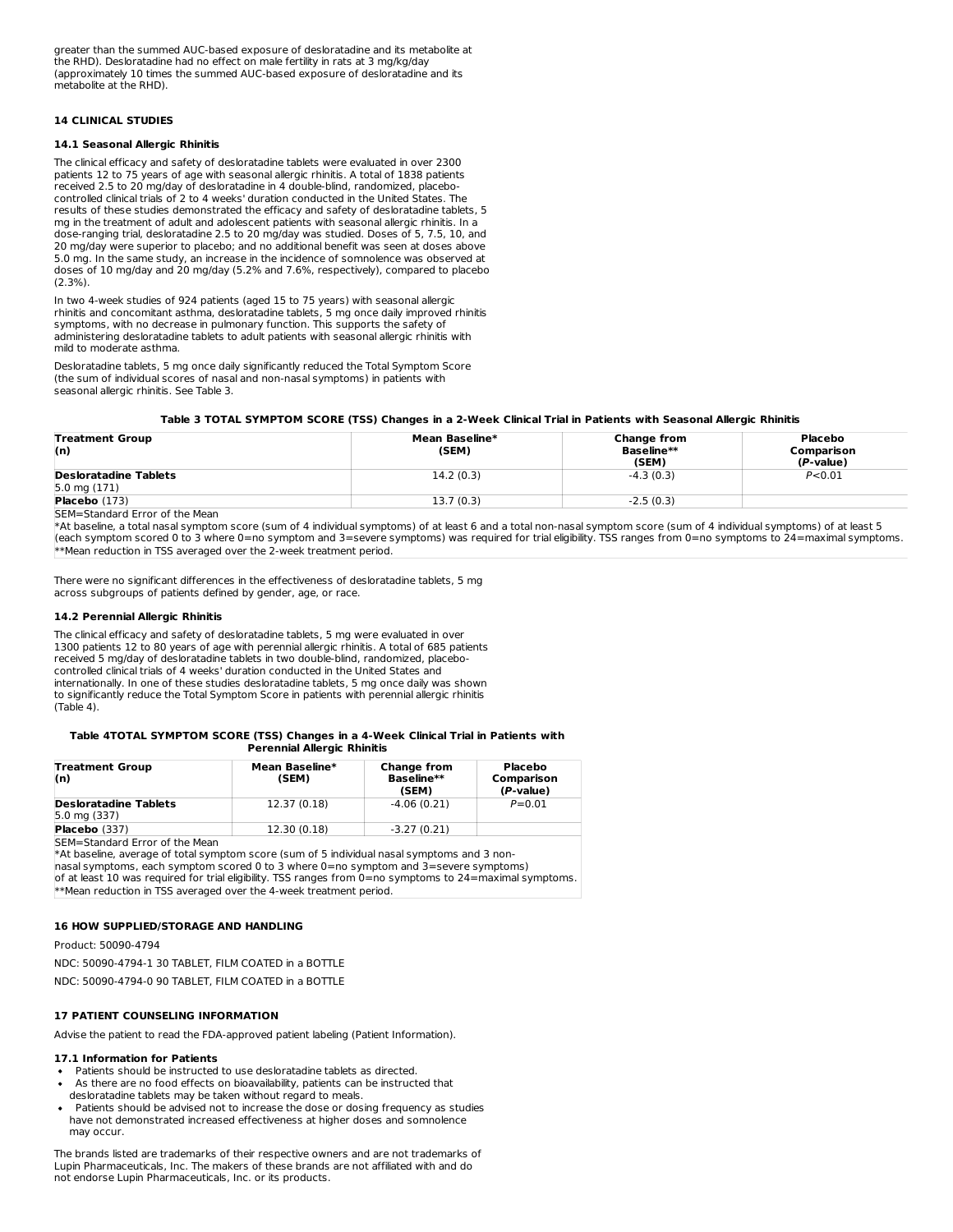greater than the summed AUC-based exposure of desloratadine and its metabolite at the RHD). Desloratadine had no effect on male fertility in rats at 3 mg/kg/day (approximately 10 times the summed AUC-based exposure of desloratadine and its metabolite at the RHD).

## 14 CLINICAL STUDIES

### 14.1 Seasonal Allergic Rhinitis

The clinical efficacy and safety of desloratadine tablets were evaluated in over 2300 patients 12 to 75 years of age with seasonal allergic rhinitis. A total of 1838 patients received 2.5 to 20 mg/day of desloratadine in 4 double-blind, randomized, placebo-controlled clinical trials of 2 to 4 weeks' duration conducted in the United States. The results of these studies demonstrated the efficacy and safety of desloratadine tablets, 5 mg in the treatment of adult and adolescent patients with seasonal allergic rhinitis. In a dose-ranging trial, desloratadine 2.5 to 20 mg/day was studied. Doses of 5, 7.5, 10, and 20 mg/day were superior to placebo; and no additional benefit was seen at doses above 5.0 mg. In the same study, an increase in the incidence of somnolence was observed at doses of 10 mg/day and 20 mg/day (5.2% and 7.6%, respectively), compared to placebo (2.3%).

In two 4-week studies of 924 patients (aged 15 to 75 years) with seasonal allergic rhinitis and concomitant asthma, desloratadine tablets, 5 mg once daily improved rhinitis symptoms, with no decrease in pulmonary function. This supports the safety of administering desloratadine tablets to adult patients with seasonal allergic rhinitis with mild to moderate asthma.

Desloratadine tablets, 5 mg once daily significantly reduced the Total Symptom Score (the sum of individual scores of nasal and non-nasal symptoms) in patients with seasonal allergic rhinitis. See Table 3.

**Table 3 TOTAL SYMPTOM SCORE (TSS) Changes in a 2-Week Clinical Trial in Patients with Seasonal Allergic Rhinitis**

| Treatment Group (n) | Mean Baseline* (SEM) | Change from Baseline** (SEM) | Placebo Comparison (*P*-value) |
|---|---|---|---|
| **Desloratadine Tablets** 5.0 mg (171) | 14.2 (0.3) | -4.3 (0.3) | *P*<0.01 |
| **Placebo** (173) | 13.7 (0.3) | -2.5 (0.3) | |

SEM=Standard Error of the Mean
*At baseline, a total nasal symptom score (sum of 4 individual symptoms) of at least 6 and a total non-nasal symptom score (sum of 4 individual symptoms) of at least 5 (each symptom scored 0 to 3 where 0=no symptom and 3=severe symptoms) was required for trial eligibility. TSS ranges from 0=no symptoms to 24=maximal symptoms.
**Mean reduction in TSS averaged over the 2-week treatment period.

There were no significant differences in the effectiveness of desloratadine tablets, 5 mg across subgroups of patients defined by gender, age, or race.

### 14.2 Perennial Allergic Rhinitis

The clinical efficacy and safety of desloratadine tablets, 5 mg were evaluated in over 1300 patients 12 to 80 years of age with perennial allergic rhinitis. A total of 685 patients received 5 mg/day of desloratadine tablets in two double-blind, randomized, placebo-controlled clinical trials of 4 weeks' duration conducted in the United States and internationally. In one of these studies desloratadine tablets, 5 mg once daily was shown to significantly reduce the Total Symptom Score in patients with perennial allergic rhinitis (Table 4).

**Table 4TOTAL SYMPTOM SCORE (TSS) Changes in a 4-Week Clinical Trial in Patients with Perennial Allergic Rhinitis**

| Treatment Group (n) | Mean Baseline* (SEM) | Change from Baseline** (SEM) | Placebo Comparison (*P*-value) |
|---|---|---|---|
| **Desloratadine Tablets** 5.0 mg (337) | 12.37 (0.18) | -4.06 (0.21) | *P*=0.01 |
| **Placebo** (337) | 12.30 (0.18) | -3.27 (0.21) | |

SEM=Standard Error of the Mean
*At baseline, average of total symptom score (sum of 5 individual nasal symptoms and 3 non-nasal symptoms, each symptom scored 0 to 3 where 0=no symptom and 3=severe symptoms) of at least 10 was required for trial eligibility. TSS ranges from 0=no symptoms to 24=maximal symptoms.
**Mean reduction in TSS averaged over the 4-week treatment period.

## 16 HOW SUPPLIED/STORAGE AND HANDLING

Product: 50090-4794

NDC: 50090-4794-1 30 TABLET, FILM COATED in a BOTTLE

NDC: 50090-4794-0 90 TABLET, FILM COATED in a BOTTLE

## 17 PATIENT COUNSELING INFORMATION

Advise the patient to read the FDA-approved patient labeling (Patient Information).

### 17.1 Information for Patients

- Patients should be instructed to use desloratadine tablets as directed.
- As there are no food effects on bioavailability, patients can be instructed that desloratadine tablets may be taken without regard to meals.
- Patients should be advised not to increase the dose or dosing frequency as studies have not demonstrated increased effectiveness at higher doses and somnolence may occur.

The brands listed are trademarks of their respective owners and are not trademarks of Lupin Pharmaceuticals, Inc. The makers of these brands are not affiliated with and do not endorse Lupin Pharmaceuticals, Inc. or its products.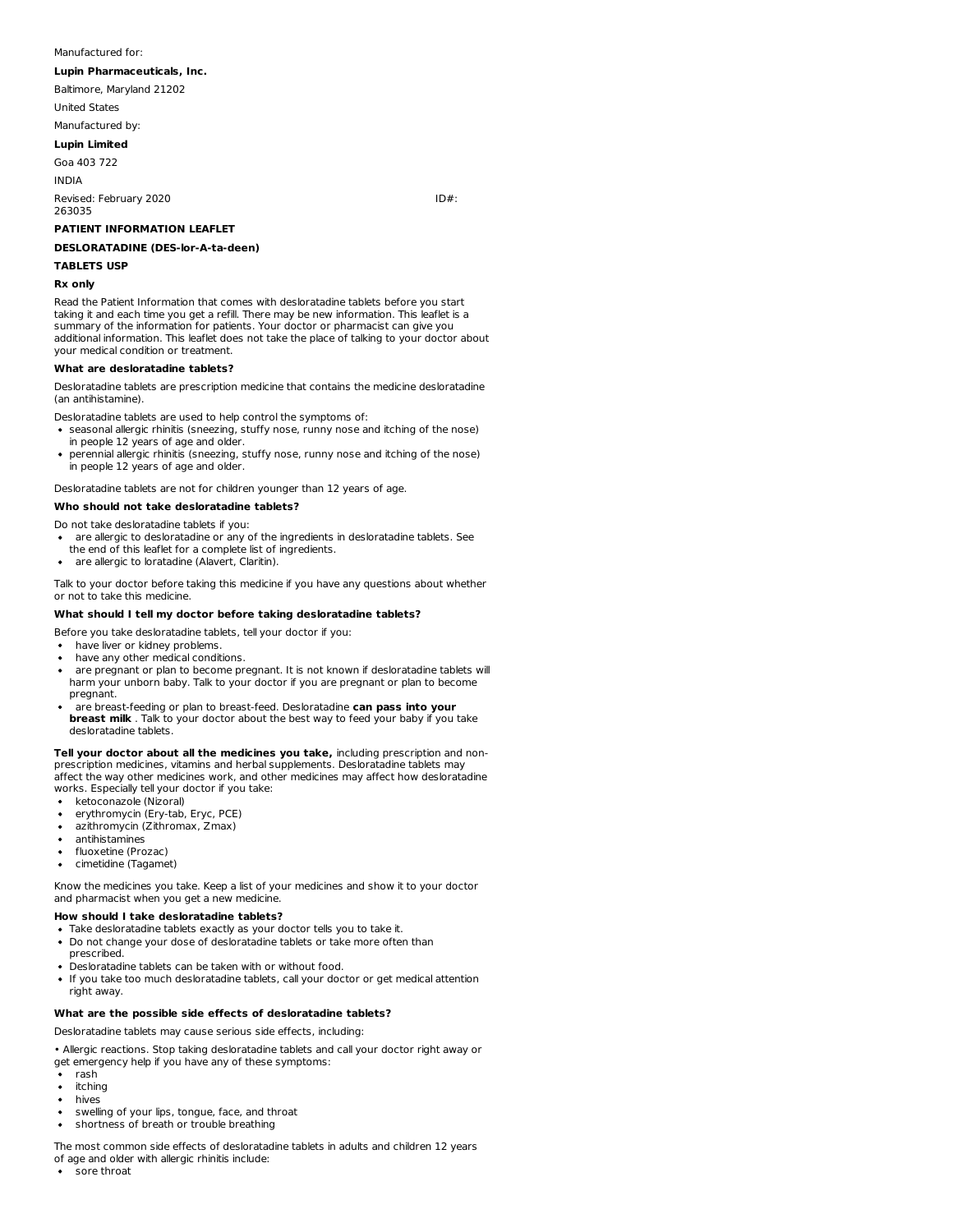Manufactured for:

**Lupin Pharmaceuticals, Inc.**

Baltimore, Maryland 21202

United States

Manufactured by:

**Lupin Limited**

Goa 403 722

INDIA

Revised: February 2020 ID#: 263035

**PATIENT INFORMATION LEAFLET**

**DESLORATADINE (DES-lor-A-ta-deen)**

**TABLETS USP**

**Rx only**

Read the Patient Information that comes with desloratadine tablets before you start taking it and each time you get a refill. There may be new information. This leaflet is a summary of the information for patients. Your doctor or pharmacist can give you additional information. This leaflet does not take the place of talking to your doctor about your medical condition or treatment.

**What are desloratadine tablets?**

Desloratadine tablets are prescription medicine that contains the medicine desloratadine (an antihistamine).

Desloratadine tablets are used to help control the symptoms of:

- seasonal allergic rhinitis (sneezing, stuffy nose, runny nose and itching of the nose) in people 12 years of age and older.
- perennial allergic rhinitis (sneezing, stuffy nose, runny nose and itching of the nose) in people 12 years of age and older.

Desloratadine tablets are not for children younger than 12 years of age.

**Who should not take desloratadine tablets?**

Do not take desloratadine tablets if you:

- are allergic to desloratadine or any of the ingredients in desloratadine tablets. See the end of this leaflet for a complete list of ingredients.
- are allergic to loratadine (Alavert, Claritin).

Talk to your doctor before taking this medicine if you have any questions about whether or not to take this medicine.

**What should I tell my doctor before taking desloratadine tablets?**

Before you take desloratadine tablets, tell your doctor if you:

- have liver or kidney problems.
- have any other medical conditions.
- are pregnant or plan to become pregnant. It is not known if desloratadine tablets will harm your unborn baby. Talk to your doctor if you are pregnant or plan to become pregnant.
- are breast-feeding or plan to breast-feed. Desloratadine **can pass into your breast milk** . Talk to your doctor about the best way to feed your baby if you take desloratadine tablets.

**Tell your doctor about all the medicines you take,** including prescription and non-prescription medicines, vitamins and herbal supplements. Desloratadine tablets may affect the way other medicines work, and other medicines may affect how desloratadine works. Especially tell your doctor if you take:

- ketoconazole (Nizoral)
- erythromycin (Ery-tab, Eryc, PCE)
- azithromycin (Zithromax, Zmax)
- antihistamines
- fluoxetine (Prozac)
- cimetidine (Tagamet)

Know the medicines you take. Keep a list of your medicines and show it to your doctor and pharmacist when you get a new medicine.

**How should I take desloratadine tablets?**

- Take desloratadine tablets exactly as your doctor tells you to take it.
- Do not change your dose of desloratadine tablets or take more often than prescribed.
- Desloratadine tablets can be taken with or without food.
- If you take too much desloratadine tablets, call your doctor or get medical attention right away.

**What are the possible side effects of desloratadine tablets?**

Desloratadine tablets may cause serious side effects, including:

• Allergic reactions. Stop taking desloratadine tablets and call your doctor right away or get emergency help if you have any of these symptoms:

- rash
- itching
- hives
- swelling of your lips, tongue, face, and throat
- shortness of breath or trouble breathing

The most common side effects of desloratadine tablets in adults and children 12 years of age and older with allergic rhinitis include:

- sore throat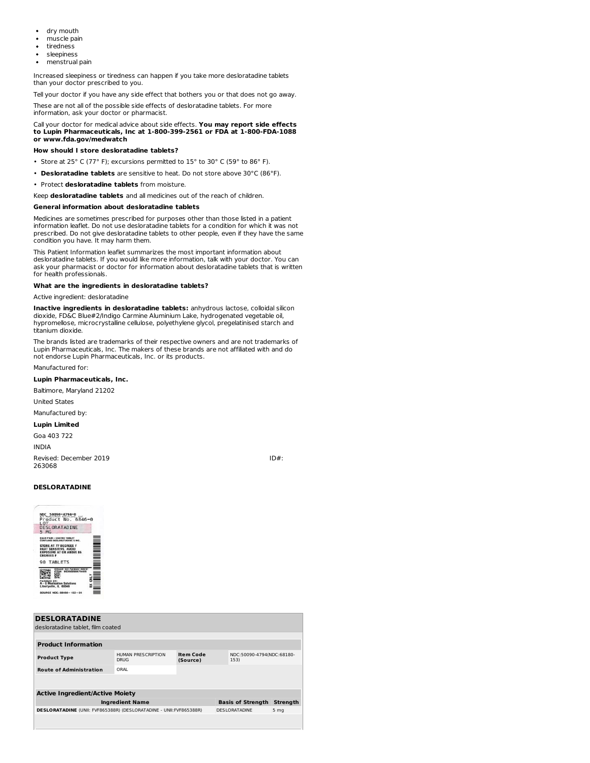- dry mouth
- muscle pain
- tiredness
- sleepiness
- menstrual pain

Increased sleepiness or tiredness can happen if you take more desloratadine tablets than your doctor prescribed to you.

Tell your doctor if you have any side effect that bothers you or that does not go away.

These are not all of the possible side effects of desloratadine tablets. For more information, ask your doctor or pharmacist.

Call your doctor for medical advice about side effects. **You may report side effects to Lupin Pharmaceuticals, Inc at 1-800-399-2561 or FDA at 1-800-FDA-1088 or www.fda.gov/medwatch**

**How should I store desloratadine tablets?**

- Store at 25° C (77° F); excursions permitted to 15° to 30° C (59° to 86° F).
- **Desloratadine tablets** are sensitive to heat. Do not store above 30°C (86°F).
- Protect **desloratadine tablets** from moisture.

Keep **desloratadine tablets** and all medicines out of the reach of children.

**General information about desloratadine tablets**

Medicines are sometimes prescribed for purposes other than those listed in a patient information leaflet. Do not use desloratadine tablets for a condition for which it was not prescribed. Do not give desloratadine tablets to other people, even if they have the same condition you have. It may harm them.

This Patient Information leaflet summarizes the most important information about desloratadine tablets. If you would like more information, talk with your doctor. You can ask your pharmacist or doctor for information about desloratadine tablets that is written for health professionals.

**What are the ingredients in desloratadine tablets?**

Active ingredient: desloratadine

**Inactive ingredients in desloratadine tablets:** anhydrous lactose, colloidal silicon dioxide, FD&C Blue#2/Indigo Carmine Aluminium Lake, hydrogenated vegetable oil, hypromellose, microcrystalline cellulose, polyethylene glycol, pregelatinised starch and titanium dioxide.

The brands listed are trademarks of their respective owners and are not trademarks of Lupin Pharmaceuticals, Inc. The makers of these brands are not affiliated with and do not endorse Lupin Pharmaceuticals, Inc. or its products.

Manufactured for:

**Lupin Pharmaceuticals, Inc.**

Baltimore, Maryland 21202

United States

Manufactured by:

**Lupin Limited**

Goa 403 722

INDIA

Revised: December 2019 ID#: 263068

**DESLORATADINE**

NDC 50090-4794-0
Product No. 6846-0
LOT
DESLORATADINE
5 MG
EACH FILM - COATED TABLET CONTAINS DESLORATADINE 5 MG.
STORE AT 77 DEGREES F
HEAT SENSITIVE. AVOID EXPOSURE AT OR ABOVE 86 DEGREES F
90 TABLETS
PACKAGED BY:
A-S Medication Solutions
Libertyville, IL 60048
RX ONLY
SOURCE NDC: 68180-153-01

| **DESLORATADINE**<br>desloratadine tablet, film coated | | | |
|---|---|---|---|
| **Product Information** | | | |
| **Product Type** | HUMAN PRESCRIPTION DRUG | **Item Code (Source)** | NDC:50090-4794(NDC:68180-153) |
| **Route of Administration** | ORAL | | |

| **Active Ingredient/Active Moiety** | | |
|---|---|---|
| **Ingredient Name** | **Basis of Strength** | **Strength** |
| **DESLORATADINE** (UNII: FVF865388R) (DESLORATADINE - UNII:FVF865388R) | DESLORATADINE | 5 mg |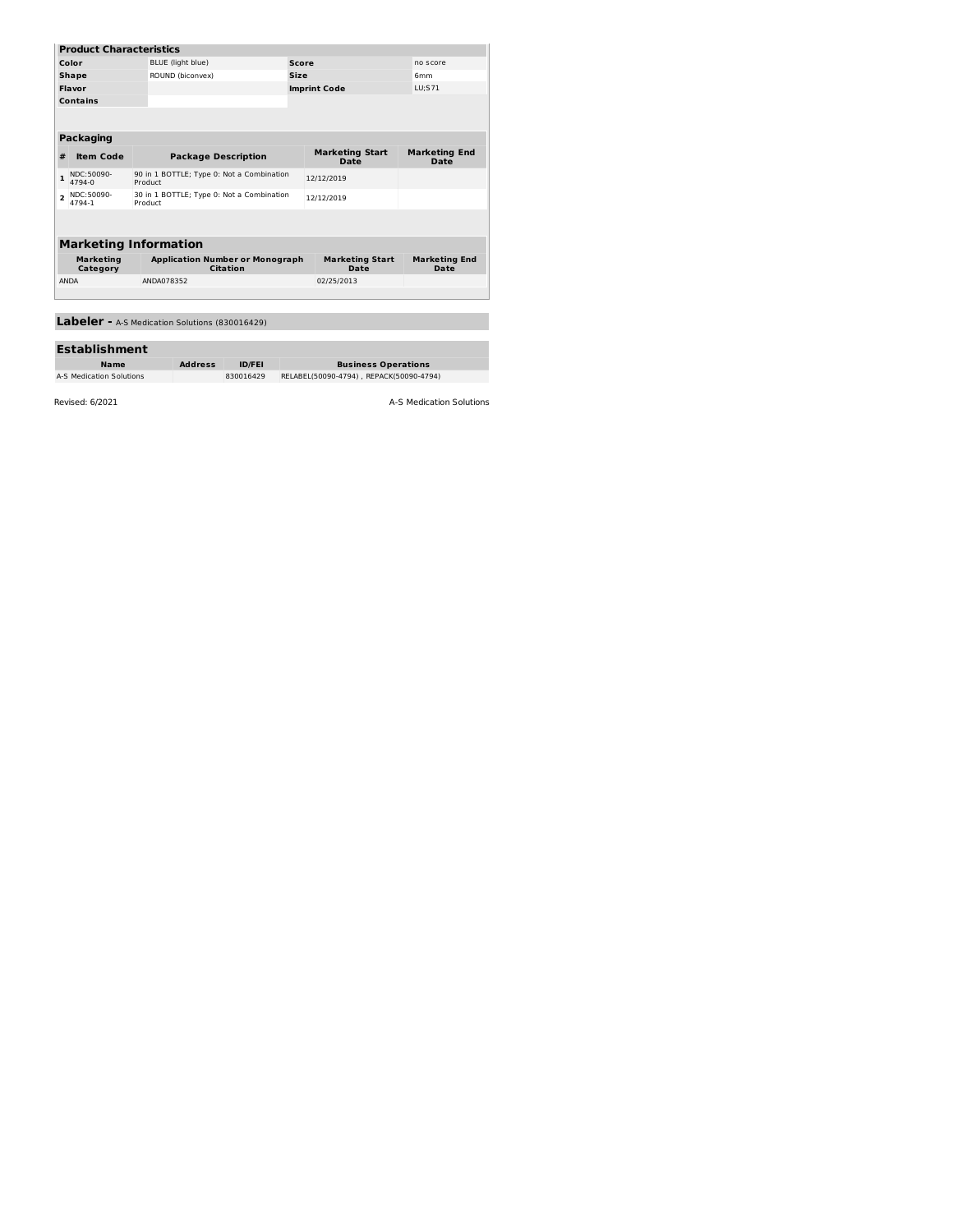| Product Characteristics | | | |
| --- | --- | --- | --- |
| **Color** | BLUE (light blue) | **Score** | no score |
| **Shape** | ROUND (biconvex) | **Size** | 6mm |
| **Flavor** | | **Imprint Code** | LU;S71 |
| **Contains** | | | |

**Packaging**

| # | Item Code | Package Description | Marketing Start Date | Marketing End Date |
| --- | --- | --- | --- | --- |
| 1 | NDC:50090-4794-0 | 90 in 1 BOTTLE; Type 0: Not a Combination Product | 12/12/2019 | |
| 2 | NDC:50090-4794-1 | 30 in 1 BOTTLE; Type 0: Not a Combination Product | 12/12/2019 | |

## Marketing Information

| Marketing Category | Application Number or Monograph Citation | Marketing Start Date | Marketing End Date |
| --- | --- | --- | --- |
| ANDA | ANDA078352 | 02/25/2013 | |

## Labeler - A-S Medication Solutions (830016429)

## Establishment

| Name | Address | ID/FEI | Business Operations |
| --- | --- | --- | --- |
| A-S Medication Solutions | | 830016429 | RELABEL(50090-4794) , REPACK(50090-4794) |

Revised: 6/2021

A-S Medication Solutions